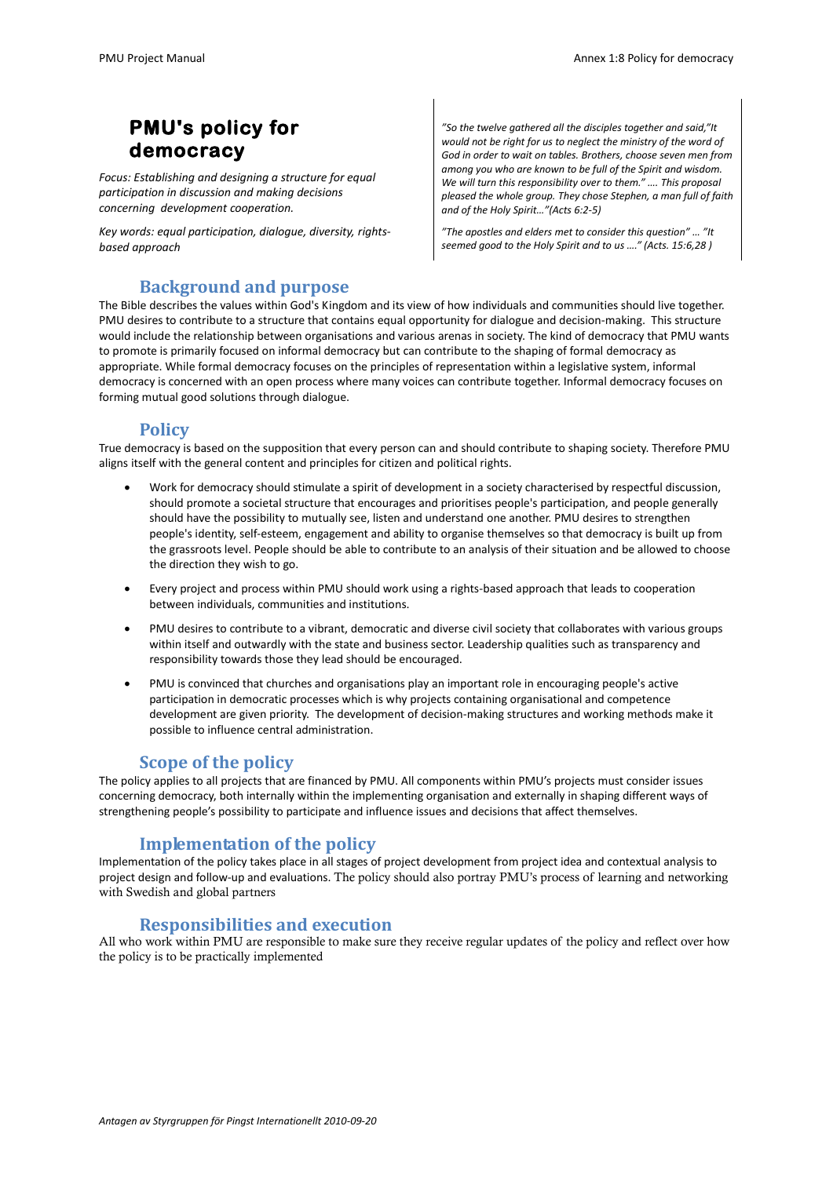# PMU's policy for democracy

*Focus: Establishing and designing a structure for equal participation in discussion and making decisions concerning development cooperation.*

*Key words: equal participation, dialogue, diversity, rights-based approach*

*"So the twelve gathered all the disciples together and said,"It would not be right for us to neglect the ministry of the word of God in order to wait on tables. Brothers, choose seven men from among you who are known to be full of the Spirit and wisdom. We will turn this responsibility over to them." …. This proposal pleased the whole group. They chose Stephen, a man full of faith and of the Holy Spirit…"(Acts 6:2-5)*

*"The apostles and elders met to consider this question" … "It seemed good to the Holy Spirit and to us …." (Acts. 15:6,28 )*

## Background and purpose

The Bible describes the values within God's Kingdom and its view of how individuals and communities should live together. PMU desires to contribute to a structure that contains equal opportunity for dialogue and decision-making. This structure would include the relationship between organisations and various arenas in society. The kind of democracy that PMU wants to promote is primarily focused on informal democracy but can contribute to the shaping of formal democracy as appropriate. While formal democracy focuses on the principles of representation within a legislative system, informal democracy is concerned with an open process where many voices can contribute together. Informal democracy focuses on forming mutual good solutions through dialogue.

## Policy

True democracy is based on the supposition that every person can and should contribute to shaping society. Therefore PMU aligns itself with the general content and principles for citizen and political rights.

- Work for democracy should stimulate a spirit of development in a society characterised by respectful discussion, should promote a societal structure that encourages and prioritises people's participation, and people generally should have the possibility to mutually see, listen and understand one another. PMU desires to strengthen people's identity, self-esteem, engagement and ability to organise themselves so that democracy is built up from the grassroots level. People should be able to contribute to an analysis of their situation and be allowed to choose the direction they wish to go.
- Every project and process within PMU should work using a rights-based approach that leads to cooperation between individuals, communities and institutions.
- PMU desires to contribute to a vibrant, democratic and diverse civil society that collaborates with various groups within itself and outwardly with the state and business sector. Leadership qualities such as transparency and responsibility towards those they lead should be encouraged.
- PMU is convinced that churches and organisations play an important role in encouraging people's active participation in democratic processes which is why projects containing organisational and competence development are given priority. The development of decision-making structures and working methods make it possible to influence central administration.

## Scope of the policy

The policy applies to all projects that are financed by PMU. All components within PMU's projects must consider issues concerning democracy, both internally within the implementing organisation and externally in shaping different ways of strengthening people's possibility to participate and influence issues and decisions that affect themselves.

## Implementation of the policy

Implementation of the policy takes place in all stages of project development from project idea and contextual analysis to project design and follow-up and evaluations. The policy should also portray PMU's process of learning and networking with Swedish and global partners

## Responsibilities and execution

All who work within PMU are responsible to make sure they receive regular updates of the policy and reflect over how the policy is to be practically implemented

*Antagen av Styrgruppen för Pingst Internationellt 2010-09-20*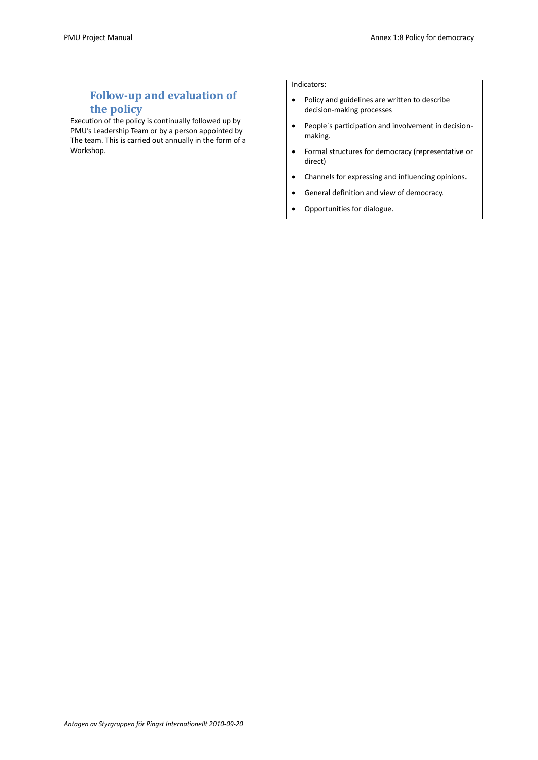## Follow-up and evaluation of the policy

Execution of the policy is continually followed up by PMU's Leadership Team or by a person appointed by The team. This is carried out annually in the form of a Workshop.

Indicators:

- Policy and guidelines are written to describe decision-making processes
- People´s participation and involvement in decision-making.
- Formal structures for democracy (representative or direct)
- Channels for expressing and influencing opinions.
- General definition and view of democracy.
- Opportunities for dialogue.

*Antagen av Styrgruppen för Pingst Internationellt 2010-09-20*